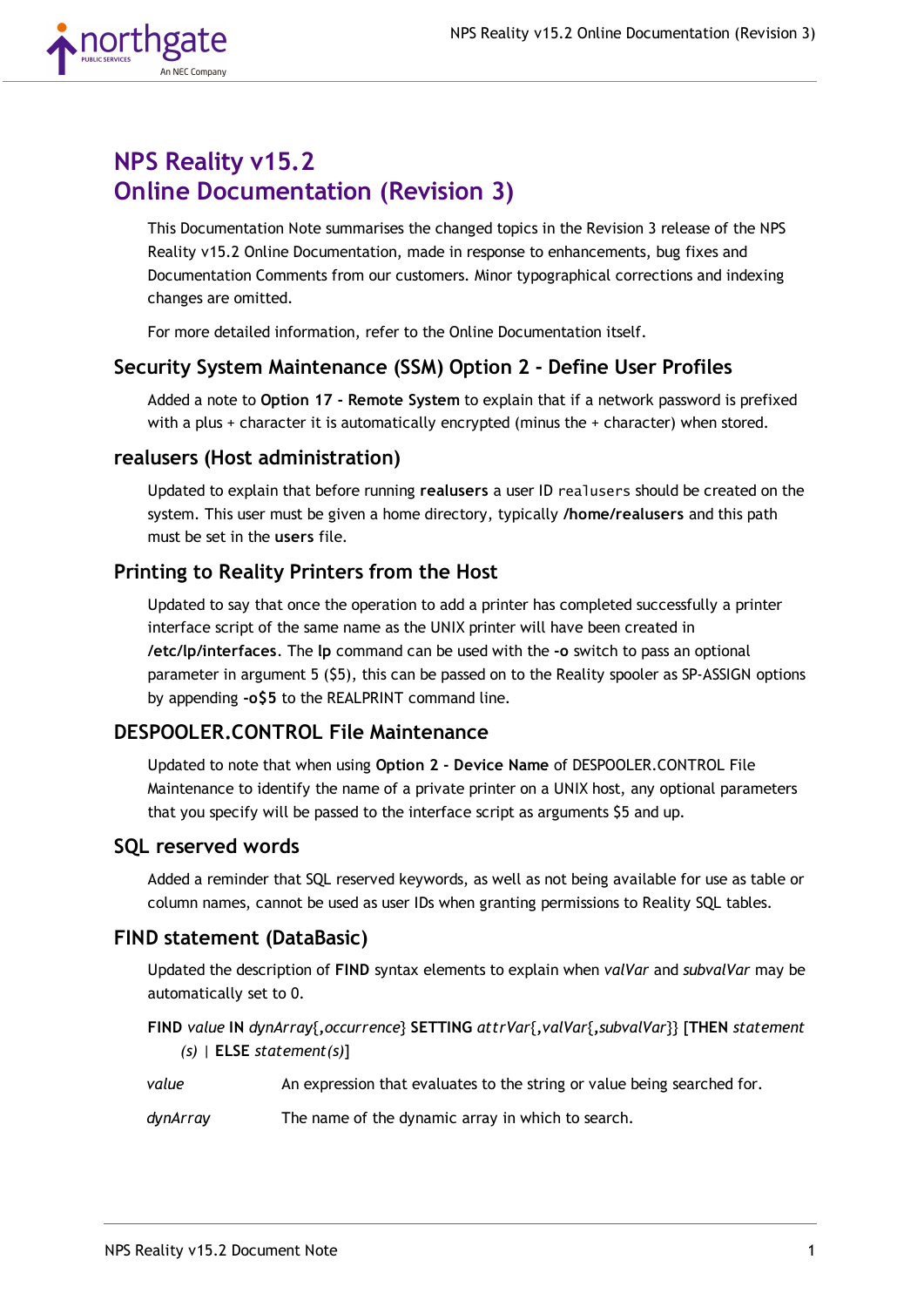# NPS Reality v15.2
# Online Documentation (Revision 3)

This Documentation Note summarises the changed topics in the Revision 3 release of the NPS Reality v15.2 Online Documentation, made in response to enhancements, bug fixes and Documentation Comments from our customers. Minor typographical corrections and indexing changes are omitted.

For more detailed information, refer to the Online Documentation itself.

## Security System Maintenance (SSM) Option 2 - Define User Profiles

Added a note to **Option 17 - Remote System** to explain that if a network password is prefixed with a plus + character it is automatically encrypted (minus the + character) when stored.

## realusers (Host administration)

Updated to explain that before running **realusers** a user ID `realusers` should be created on the system. This user must be given a home directory, typically **/home/realusers** and this path must be set in the **users** file.

## Printing to Reality Printers from the Host

Updated to say that once the operation to add a printer has completed successfully a printer interface script of the same name as the UNIX printer will have been created in **/etc/lp/interfaces**. The **lp** command can be used with the **-o** switch to pass an optional parameter in argument 5 ($5), this can be passed on to the Reality spooler as SP-ASSIGN options by appending **-o$5** to the REALPRINT command line.

## DESPOOLER.CONTROL File Maintenance

Updated to note that when using **Option 2 - Device Name** of DESPOOLER.CONTROL File Maintenance to identify the name of a private printer on a UNIX host, any optional parameters that you specify will be passed to the interface script as arguments $5 and up.

## SQL reserved words

Added a reminder that SQL reserved keywords, as well as not being available for use as table or column names, cannot be used as user IDs when granting permissions to Reality SQL tables.

## FIND statement (DataBasic)

Updated the description of **FIND** syntax elements to explain when *valVar* and *subvalVar* may be automatically set to 0.

**FIND** *value* **IN** *dynArray*{,*occurrence*} **SETTING** *attrVar*{,*valVar*{,*subvalVar*}} [**THEN** *statement(s)* | **ELSE** *statement(s)*]

| | |
|---|---|
| *value* | An expression that evaluates to the string or value being searched for. |
| *dynArray* | The name of the dynamic array in which to search. |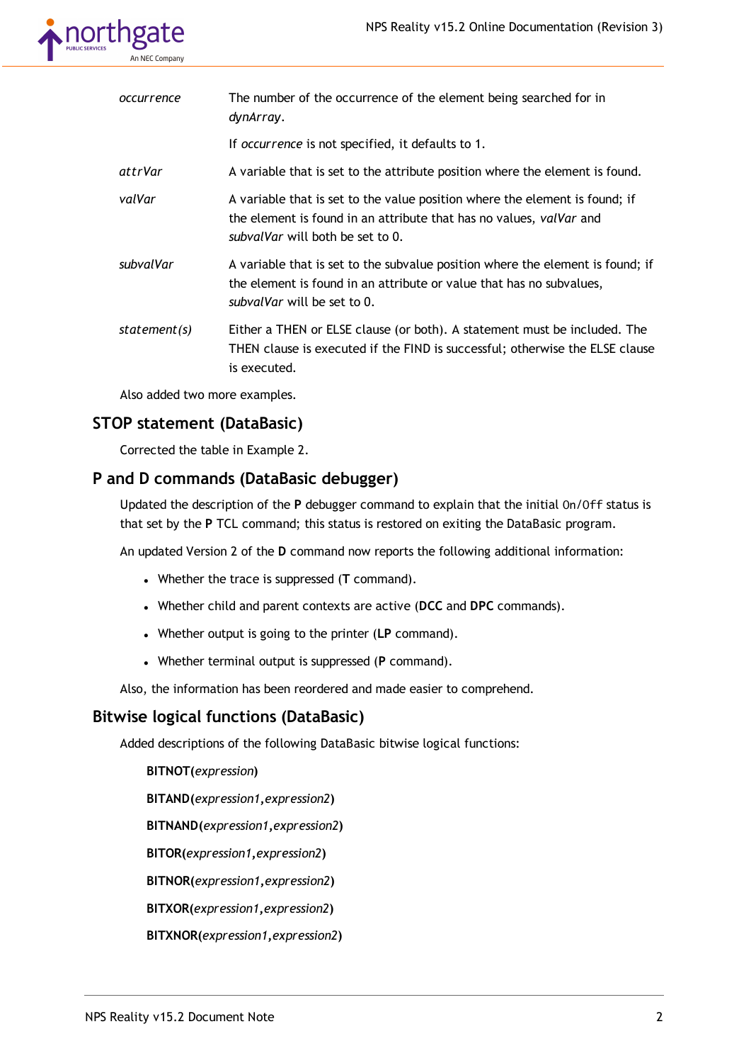| | |
|---|---|
| *occurrence* | The number of the occurrence of the element being searched for in *dynArray*.<br><br>If *occurrence* is not specified, it defaults to 1. |
| *attrVar* | A variable that is set to the attribute position where the element is found. |
| *valVar* | A variable that is set to the value position where the element is found; if the element is found in an attribute that has no values, *valVar* and *subvalVar* will both be set to 0. |
| *subvalVar* | A variable that is set to the subvalue position where the element is found; if the element is found in an attribute or value that has no subvalues, *subvalVar* will be set to 0. |
| *statement(s)* | Either a THEN or ELSE clause (or both). A statement must be included. The THEN clause is executed if the FIND is successful; otherwise the ELSE clause is executed. |

Also added two more examples.

## STOP statement (DataBasic)

Corrected the table in Example 2.

## P and D commands (DataBasic debugger)

Updated the description of the **P** debugger command to explain that the initial `On`/`Off` status is that set by the **P** TCL command; this status is restored on exiting the DataBasic program.

An updated Version 2 of the **D** command now reports the following additional information:

- Whether the trace is suppressed (**T** command).
- Whether child and parent contexts are active (**DCC** and **DPC** commands).
- Whether output is going to the printer (**LP** command).
- Whether terminal output is suppressed (**P** command).

Also, the information has been reordered and made easier to comprehend.

## Bitwise logical functions (DataBasic)

Added descriptions of the following DataBasic bitwise logical functions:

**BITNOT(***expression***)**

**BITAND(***expression1*,*expression2***)**

**BITNAND(***expression1*,*expression2***)**

**BITOR(***expression1*,*expression2***)**

**BITNOR(***expression1*,*expression2***)**

**BITXOR(***expression1*,*expression2***)**

**BITXNOR(***expression1*,*expression2***)**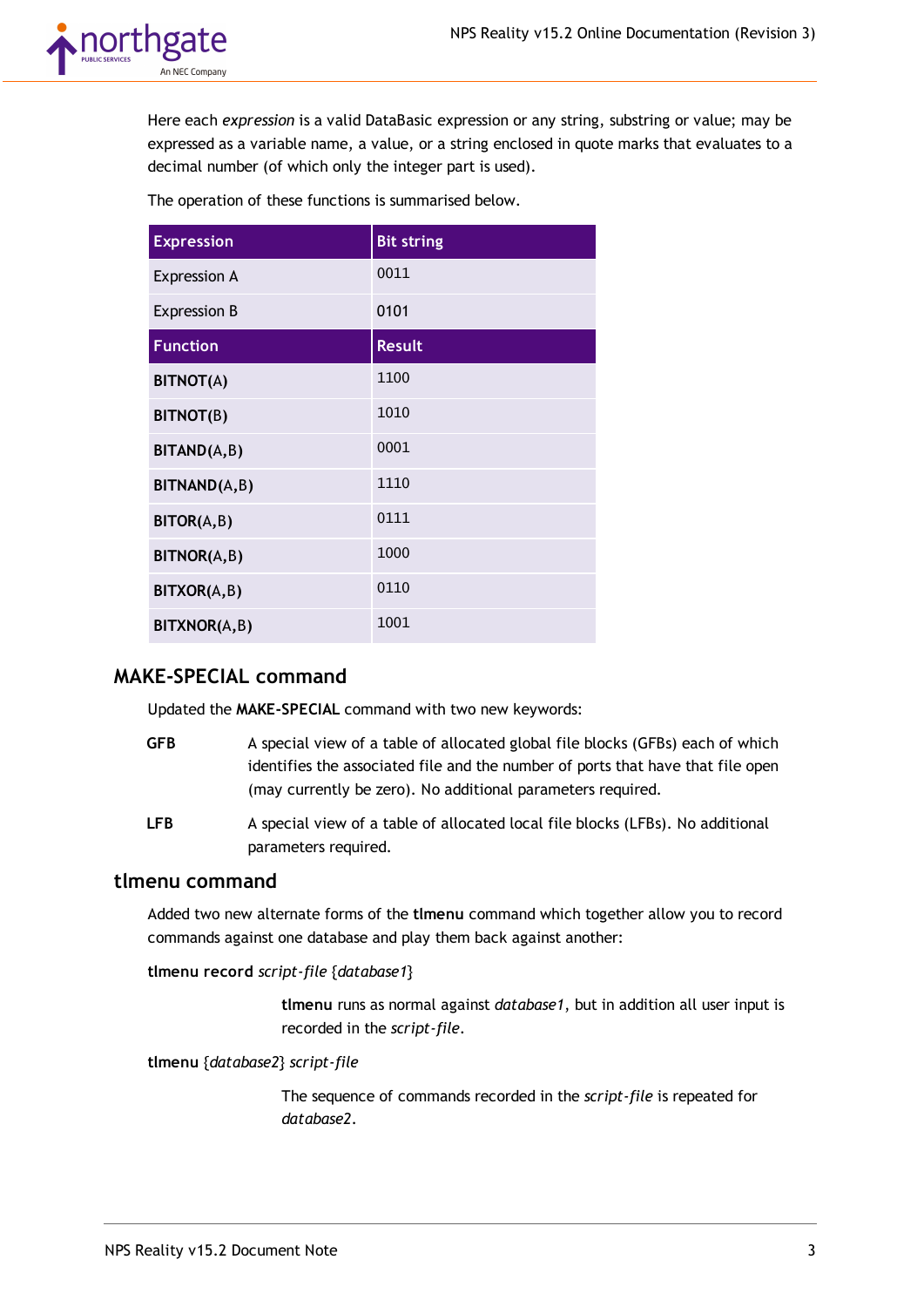Here each *expression* is a valid DataBasic expression or any string, substring or value; may be expressed as a variable name, a value, or a string enclosed in quote marks that evaluates to a decimal number (of which only the integer part is used).

The operation of these functions is summarised below.

| Expression | Bit string |
|---|---|
| Expression A | 0011 |
| Expression B | 0101 |
| **Function** | **Result** |
| **BITNOT**(A) | 1100 |
| **BITNOT**(B) | 1010 |
| **BITAND**(A,B) | 0001 |
| **BITNAND**(A,B) | 1110 |
| **BITOR**(A,B) | 0111 |
| **BITNOR**(A,B) | 1000 |
| **BITXOR**(A,B) | 0110 |
| **BITXNOR**(A,B) | 1001 |

## MAKE-SPECIAL command

Updated the **MAKE-SPECIAL** command with two new keywords:

**GFB** A special view of a table of allocated global file blocks (GFBs) each of which identifies the associated file and the number of ports that have that file open (may currently be zero). No additional parameters required.

**LFB** A special view of a table of allocated local file blocks (LFBs). No additional parameters required.

## tlmenu command

Added two new alternate forms of the **tlmenu** command which together allow you to record commands against one database and play them back against another:

**tlmenu record** *script-file* {*database1*}

> **tlmenu** runs as normal against *database1*, but in addition all user input is recorded in the *script-file*.

**tlmenu** {*database2*} *script-file*

> The sequence of commands recorded in the *script-file* is repeated for *database2*.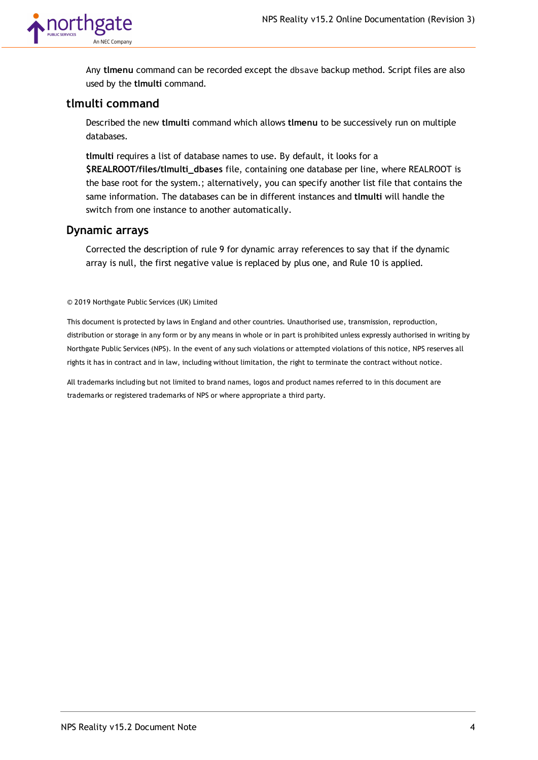Any **tlmenu** command can be recorded except the `dbsave` backup method. Script files are also used by the **tlmulti** command.

## tlmulti command

Described the new **tlmulti** command which allows **tlmenu** to be successively run on multiple databases.

**tlmulti** requires a list of database names to use. By default, it looks for a **$REALROOT/files/tlmulti_dbases** file, containing one database per line, where REALROOT is the base root for the system.; alternatively, you can specify another list file that contains the same information. The databases can be in different instances and **tlmulti** will handle the switch from one instance to another automatically.

## Dynamic arrays

Corrected the description of rule 9 for dynamic array references to say that if the dynamic array is null, the first negative value is replaced by plus one, and Rule 10 is applied.

© 2019 Northgate Public Services (UK) Limited

This document is protected by laws in England and other countries. Unauthorised use, transmission, reproduction, distribution or storage in any form or by any means in whole or in part is prohibited unless expressly authorised in writing by Northgate Public Services (NPS). In the event of any such violations or attempted violations of this notice, NPS reserves all rights it has in contract and in law, including without limitation, the right to terminate the contract without notice.

All trademarks including but not limited to brand names, logos and product names referred to in this document are trademarks or registered trademarks of NPS or where appropriate a third party.